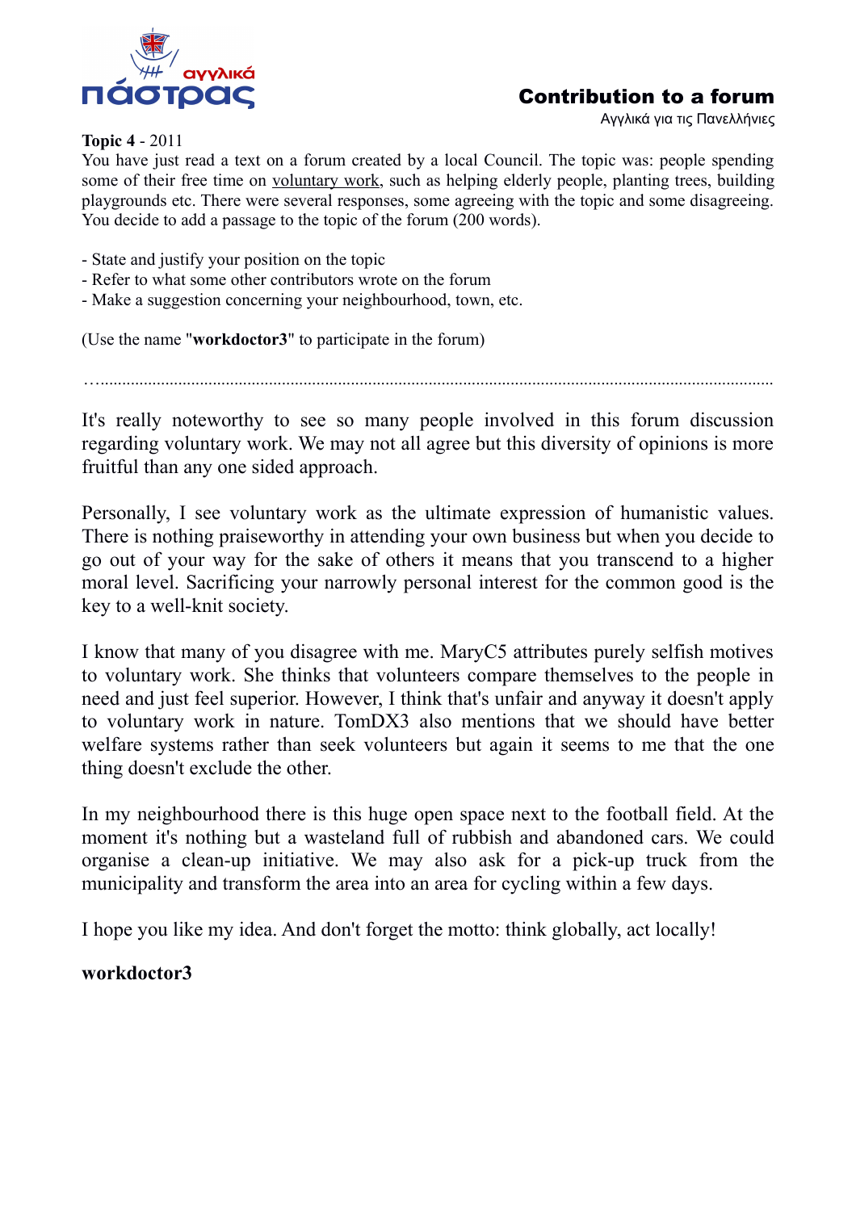# Contribution to a forum

Αγγλικά για τις Πανελλήνιες

**Topic 4** - 2011

You have just read a text on a forum created by a local Council. The topic was: people spending some of their free time on voluntary work, such as helping elderly people, planting trees, building playgrounds etc. There were several responses, some agreeing with the topic and some disagreeing. You decide to add a passage to the topic of the forum (200 words).

- State and justify your position on the topic
- Refer to what some other contributors wrote on the forum
- Make a suggestion concerning your neighbourhood, town, etc.

(Use the name "**workdoctor3**" to participate in the forum)

…..........................................................................................................................................................

It's really noteworthy to see so many people involved in this forum discussion regarding voluntary work. We may not all agree but this diversity of opinions is more fruitful than any one sided approach.

Personally, I see voluntary work as the ultimate expression of humanistic values. There is nothing praiseworthy in attending your own business but when you decide to go out of your way for the sake of others it means that you transcend to a higher moral level. Sacrificing your narrowly personal interest for the common good is the key to a well-knit society.

I know that many of you disagree with me. MaryC5 attributes purely selfish motives to voluntary work. She thinks that volunteers compare themselves to the people in need and just feel superior. However, I think that's unfair and anyway it doesn't apply to voluntary work in nature. TomDX3 also mentions that we should have better welfare systems rather than seek volunteers but again it seems to me that the one thing doesn't exclude the other.

In my neighbourhood there is this huge open space next to the football field. At the moment it's nothing but a wasteland full of rubbish and abandoned cars. We could organise a clean-up initiative. We may also ask for a pick-up truck from the municipality and transform the area into an area for cycling within a few days.

I hope you like my idea. And don't forget the motto: think globally, act locally!

**workdoctor3**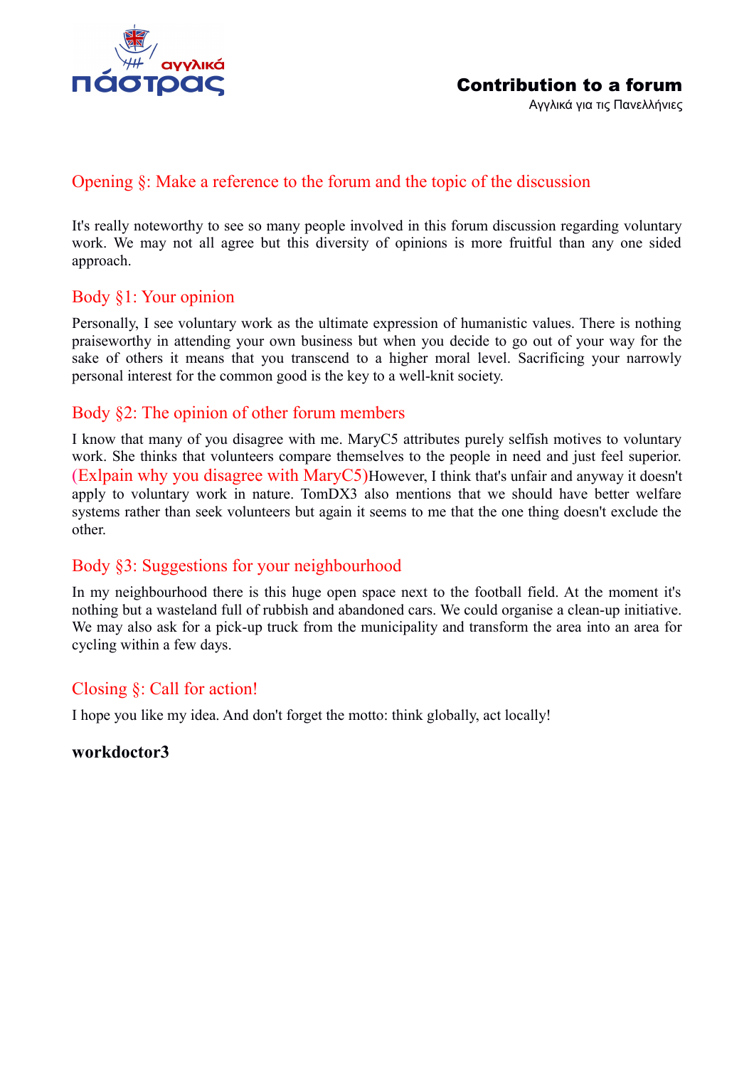**Contribution to a forum**

Αγγλικά για τις Πανελλήνιες

## Opening §: Make a reference to the forum and the topic of the discussion

It's really noteworthy to see so many people involved in this forum discussion regarding voluntary work. We may not all agree but this diversity of opinions is more fruitful than any one sided approach.

## Body §1: Your opinion

Personally, I see voluntary work as the ultimate expression of humanistic values. There is nothing praiseworthy in attending your own business but when you decide to go out of your way for the sake of others it means that you transcend to a higher moral level. Sacrificing your narrowly personal interest for the common good is the key to a well-knit society.

## Body §2: The opinion of other forum members

I know that many of you disagree with me. MaryC5 attributes purely selfish motives to voluntary work. She thinks that volunteers compare themselves to the people in need and just feel superior. (Exlpain why you disagree with MaryC5)However, I think that's unfair and anyway it doesn't apply to voluntary work in nature. TomDX3 also mentions that we should have better welfare systems rather than seek volunteers but again it seems to me that the one thing doesn't exclude the other.

## Body §3: Suggestions for your neighbourhood

In my neighbourhood there is this huge open space next to the football field. At the moment it's nothing but a wasteland full of rubbish and abandoned cars. We could organise a clean-up initiative. We may also ask for a pick-up truck from the municipality and transform the area into an area for cycling within a few days.

## Closing §: Call for action!

I hope you like my idea. And don't forget the motto: think globally, act locally!

**workdoctor3**